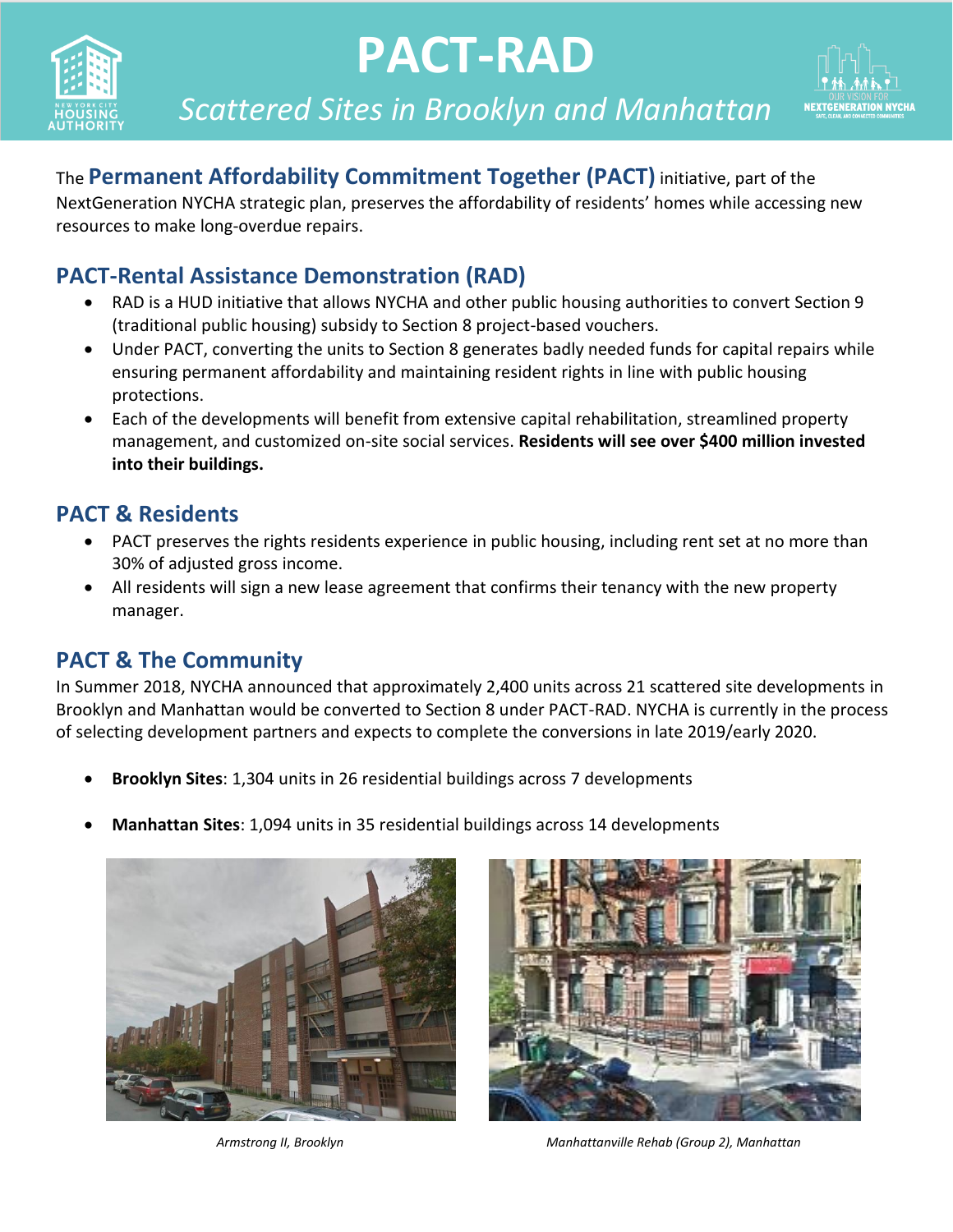# PACT-RAD

*Scattered Sites in Brooklyn and Manhattan*

The **Permanent Affordability Commitment Together (PACT)** initiative, part of the NextGeneration NYCHA strategic plan, preserves the affordability of residents' homes while accessing new resources to make long-overdue repairs.

## PACT-Rental Assistance Demonstration (RAD)

- RAD is a HUD initiative that allows NYCHA and other public housing authorities to convert Section 9 (traditional public housing) subsidy to Section 8 project-based vouchers.
- Under PACT, converting the units to Section 8 generates badly needed funds for capital repairs while ensuring permanent affordability and maintaining resident rights in line with public housing protections.
- Each of the developments will benefit from extensive capital rehabilitation, streamlined property management, and customized on-site social services. **Residents will see over $400 million invested into their buildings.**

## PACT & Residents

- PACT preserves the rights residents experience in public housing, including rent set at no more than 30% of adjusted gross income.
- All residents will sign a new lease agreement that confirms their tenancy with the new property manager.

## PACT & The Community

In Summer 2018, NYCHA announced that approximately 2,400 units across 21 scattered site developments in Brooklyn and Manhattan would be converted to Section 8 under PACT-RAD. NYCHA is currently in the process of selecting development partners and expects to complete the conversions in late 2019/early 2020.

- **Brooklyn Sites**: 1,304 units in 26 residential buildings across 7 developments
- **Manhattan Sites**: 1,094 units in 35 residential buildings across 14 developments

*Armstrong II, Brooklyn*

*Manhattanville Rehab (Group 2), Manhattan*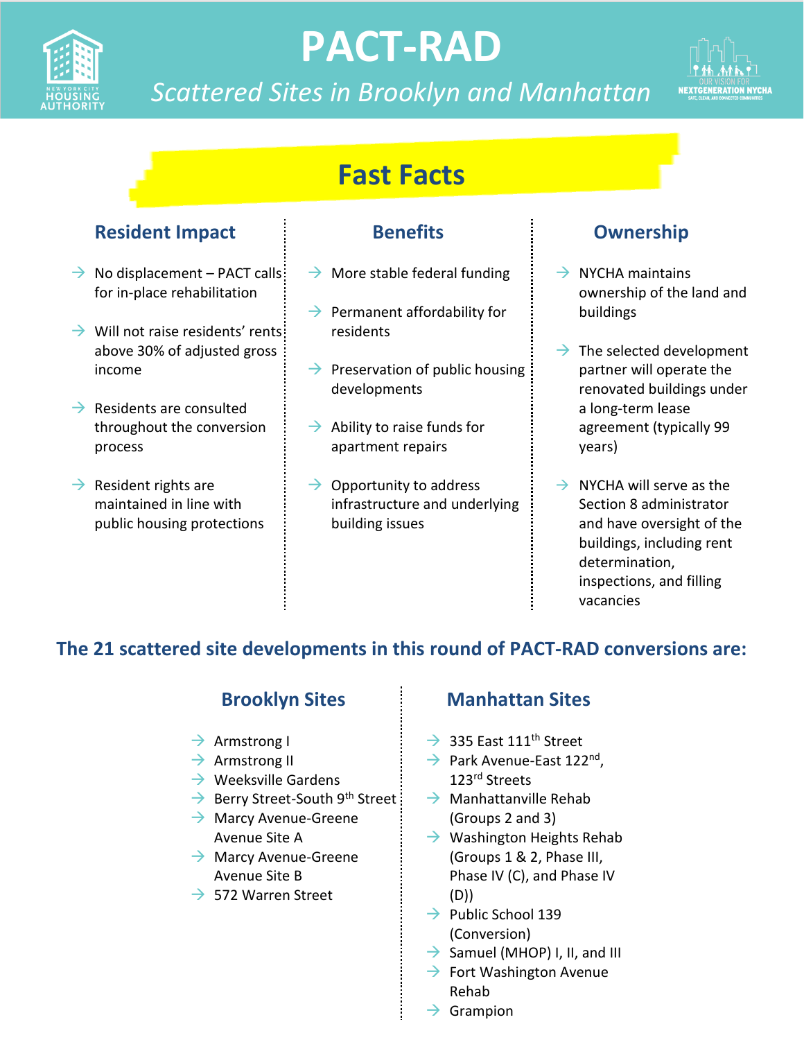# PACT-RAD

*Scattered Sites in Brooklyn and Manhattan*

## Fast Facts

### Resident Impact

- No displacement – PACT calls for in-place rehabilitation
- Will not raise residents' rents above 30% of adjusted gross income
- Residents are consulted throughout the conversion process
- Resident rights are maintained in line with public housing protections

### Benefits

- More stable federal funding
- Permanent affordability for residents
- Preservation of public housing developments
- Ability to raise funds for apartment repairs
- Opportunity to address infrastructure and underlying building issues

### Ownership

- NYCHA maintains ownership of the land and buildings
- The selected development partner will operate the renovated buildings under a long-term lease agreement (typically 99 years)
- NYCHA will serve as the Section 8 administrator and have oversight of the buildings, including rent determination, inspections, and filling vacancies

## The 21 scattered site developments in this round of PACT-RAD conversions are:

### Brooklyn Sites

- Armstrong I
- Armstrong II
- Weeksville Gardens
- Berry Street-South 9th Street
- Marcy Avenue-Greene Avenue Site A
- Marcy Avenue-Greene Avenue Site B
- 572 Warren Street

### Manhattan Sites

- 335 East 111th Street
- Park Avenue-East 122nd, 123rd Streets
- Manhattanville Rehab (Groups 2 and 3)
- Washington Heights Rehab (Groups 1 & 2, Phase III, Phase IV (C), and Phase IV (D))
- Public School 139 (Conversion)
- Samuel (MHOP) I, II, and III
- Fort Washington Avenue Rehab
- Grampion